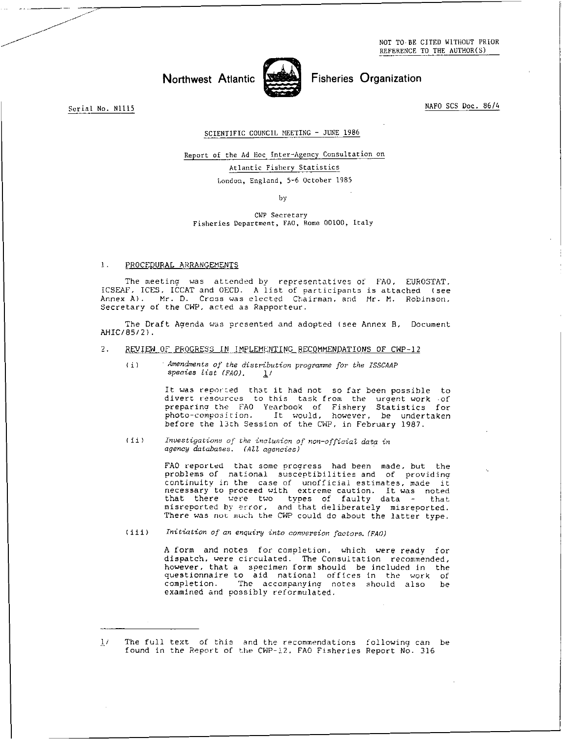NOT TO BE CITED WITHOUT PRIOR REFERENCE TO THE AUTHOR(S)

# Northwest Atlantic Fisheries Organization

Serial No. N1115

NAFO SCS Doc. 86/4

SCIENTIFIC COUNCIL MEETING - JUNE 1986

## Report of the Ad Hoc Inter-Agency Consultation on Atlantic Fishery Statistics

London, England, 5-6 October 1985

by

CWP Secretary
Fisheries Department, FAO, Rome 00100, Italy

### 1. PROCEDURAL ARRANGEMENTS

The meeting was attended by representatives of FAO, EUROSTAT, ICSEAF, ICES, ICCAT and OECD. A list of participants is attached (see Annex A). Mr. D. Cross was elected Chairman, and Mr. M. Robinson, Secretary of the CWP, acted as Rapporteur.

The Draft Agenda was presented and adopted (see Annex B, Document AHIC/85/2).

### 2. REVIEW OF PROGRESS IN IMPLEMENTING RECOMMENDATIONS OF CWP-12

(i) *Amendments of the distribution programme for the ISSCAAP species list (FAO).* [1]

It was reported that it had not so far been possible to divert resources to this task from the urgent work of preparing the FAO Yearbook of Fishery Statistics for photo-composition. It would, however, be undertaken before the 13th Session of the CWP, in February 1987.

(ii) *Investigations of the inclusion of non-official data in agency databases. (All agencies)*

FAO reported that some progress had been made, but the problems of national susceptibilities and of providing continuity in the case of unofficial estimates, made it necessary to proceed with extreme caution. It was noted that there were two types of faulty data - that misreported by error, and that deliberately misreported. There was not much the CWP could do about the latter type.

(iii) *Initiation of an enquiry into conversion factors. (FAO)*

A form and notes for completion, which were ready for dispatch, were circulated. The Consultation recommended, however, that a specimen form should be included in the questionnaire to aid national offices in the work of completion. The accompanying notes should also be examined and possibly reformulated.

---

[1] The full text of this and the recommendations following can be found in the Report of the CWP-12, FAO Fisheries Report No. 316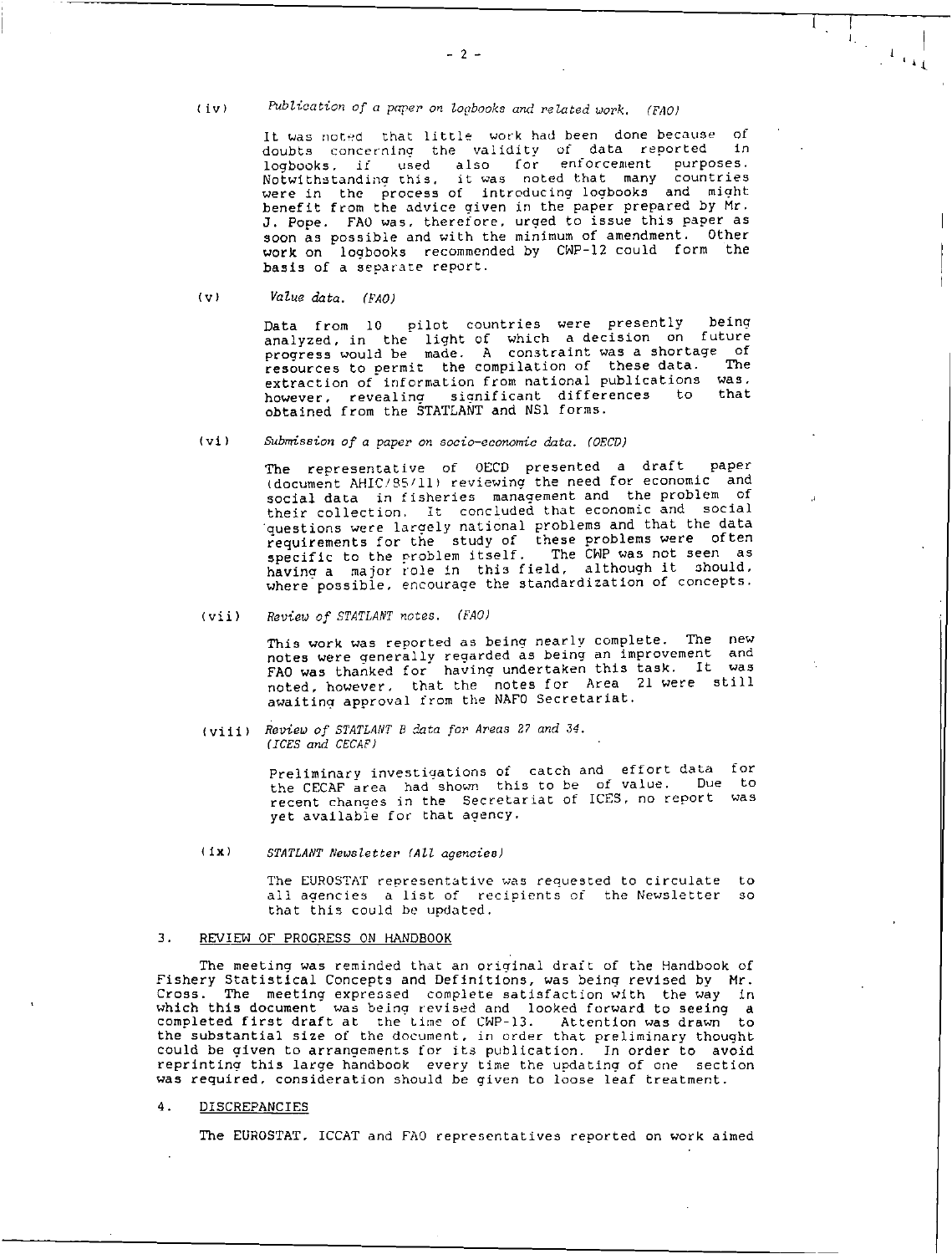(iv) *Publication of a paper on logbooks and related work. (FAO)*

It was noted that little work had been done because of doubts concerning the validity of data reported in logbooks, if used also for enforcement purposes. Notwithstanding this, it was noted that many countries were in the process of introducing logbooks and might benefit from the advice given in the paper prepared by Mr. J. Pope. FAO was, therefore, urged to issue this paper as soon as possible and with the minimum of amendment. Other work on logbooks recommended by CWP-12 could form the basis of a separate report.

(v) *Value data. (FAO)*

Data from 10 pilot countries were presently being analyzed, in the light of which a decision on future progress would be made. A constraint was a shortage of resources to permit the compilation of these data. The extraction of information from national publications was, however, revealing significant differences to that obtained from the STATLANT and NS1 forms.

(vi) *Submission of a paper on socio-economic data. (OECD)*

The representative of OECD presented a draft paper (document AHIC/85/11) reviewing the need for economic and social data in fisheries management and the problem of their collection. It concluded that economic and social questions were largely national problems and that the data requirements for the study of these problems were often specific to the problem itself. The CWP was not seen as having a major role in this field, although it should, where possible, encourage the standardization of concepts.

(vii) *Review of STATLANT notes. (FAO)*

This work was reported as being nearly complete. The new notes were generally regarded as being an improvement and FAO was thanked for having undertaken this task. It was noted, however, that the notes for Area 21 were still awaiting approval from the NAFO Secretariat.

(viii) *Review of STATLANT B data for Areas 27 and 34. (ICES and CECAF)*

Preliminary investigations of catch and effort data for the CECAF area had shown this to be of value. Due to recent changes in the Secretariat of ICES, no report was yet available for that agency.

(ix) *STATLANT Newsletter (All agencies)*

The EUROSTAT representative was requested to circulate to all agencies a list of recipients of the Newsletter so that this could be updated.

## 3. REVIEW OF PROGRESS ON HANDBOOK

The meeting was reminded that an original draft of the Handbook of Fishery Statistical Concepts and Definitions, was being revised by Mr. Cross. The meeting expressed complete satisfaction with the way in which this document was being revised and looked forward to seeing a completed first draft at the time of CWP-13. Attention was drawn to the substantial size of the document, in order that preliminary thought could be given to arrangements for its publication. In order to avoid reprinting this large handbook every time the updating of one section was required, consideration should be given to loose leaf treatment.

## 4. DISCREPANCIES

The EUROSTAT, ICCAT and FAO representatives reported on work aimed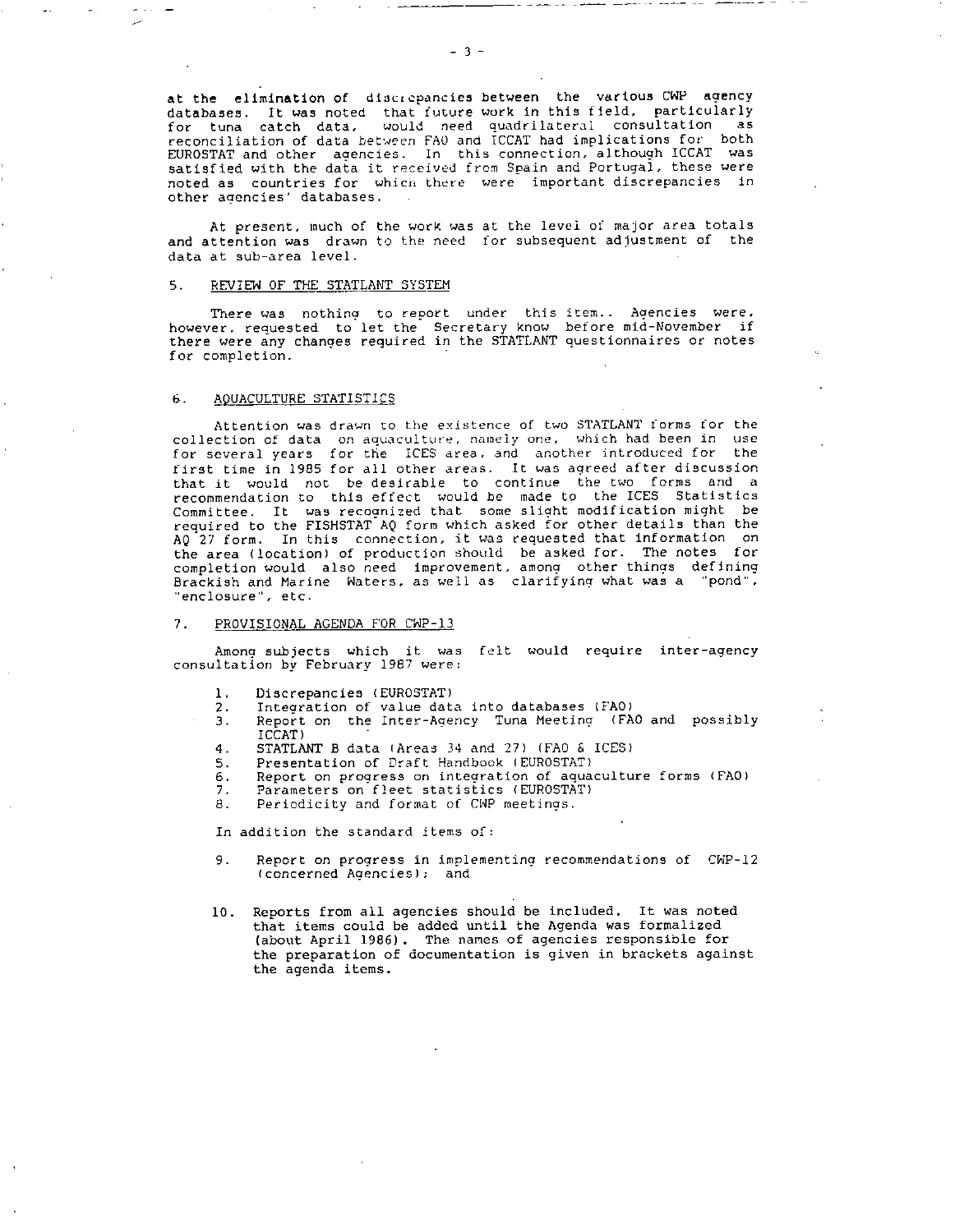at the elimination of discrepancies between the various CWP agency databases. It was noted that future work in this field, particularly for tuna catch data, would need quadrilateral consultation as reconciliation of data between FAO and ICCAT had implications for both EUROSTAT and other agencies. In this connection, although ICCAT was satisfied with the data it received from Spain and Portugal, these were noted as countries for which there were important discrepancies in other agencies' databases.

At present, much of the work was at the level of major area totals and attention was drawn to the need for subsequent adjustment of the data at sub-area level.

## 5. REVIEW OF THE STATLANT SYSTEM

There was nothing to report under this item.. Agencies were, however, requested to let the Secretary know before mid-November if there were any changes required in the STATLANT questionnaires or notes for completion.

## 6. AQUACULTURE STATISTICS

Attention was drawn to the existence of two STATLANT forms for the collection of data on aquaculture, namely one, which had been in use for several years for the ICES area, and another introduced for the first time in 1985 for all other areas. It was agreed after discussion that it would not be desirable to continue the two forms and a recommendation to this effect would be made to the ICES Statistics Committee. It was recognized that some slight modification might be required to the FISHSTAT AQ form which asked for other details than the AQ 27 form. In this connection, it was requested that information on the area (location) of production should be asked for. The notes for completion would also need improvement, among other things defining Brackish and Marine Waters, as well as clarifying what was a "pond", "enclosure", etc.

## 7. PROVISIONAL AGENDA FOR CWP-13

Among subjects which it was felt would require inter-agency consultation by February 1987 were:

1. Discrepancies (EUROSTAT)
2. Integration of value data into databases (FAO)
3. Report on the Inter-Agency Tuna Meeting (FAO and possibly ICCAT)
4. STATLANT B data (Areas 34 and 27) (FAO & ICES)
5. Presentation of Draft Handbook (EUROSTAT)
6. Report on progress on integration of aquaculture forms (FAO)
7. Parameters on fleet statistics (EUROSTAT)
8. Periodicity and format of CWP meetings.

In addition the standard items of:

9. Report on progress in implementing recommendations of CWP-12 (concerned Agencies); and

10. Reports from all agencies should be included. It was noted that items could be added until the Agenda was formalized (about April 1986). The names of agencies responsible for the preparation of documentation is given in brackets against the agenda items.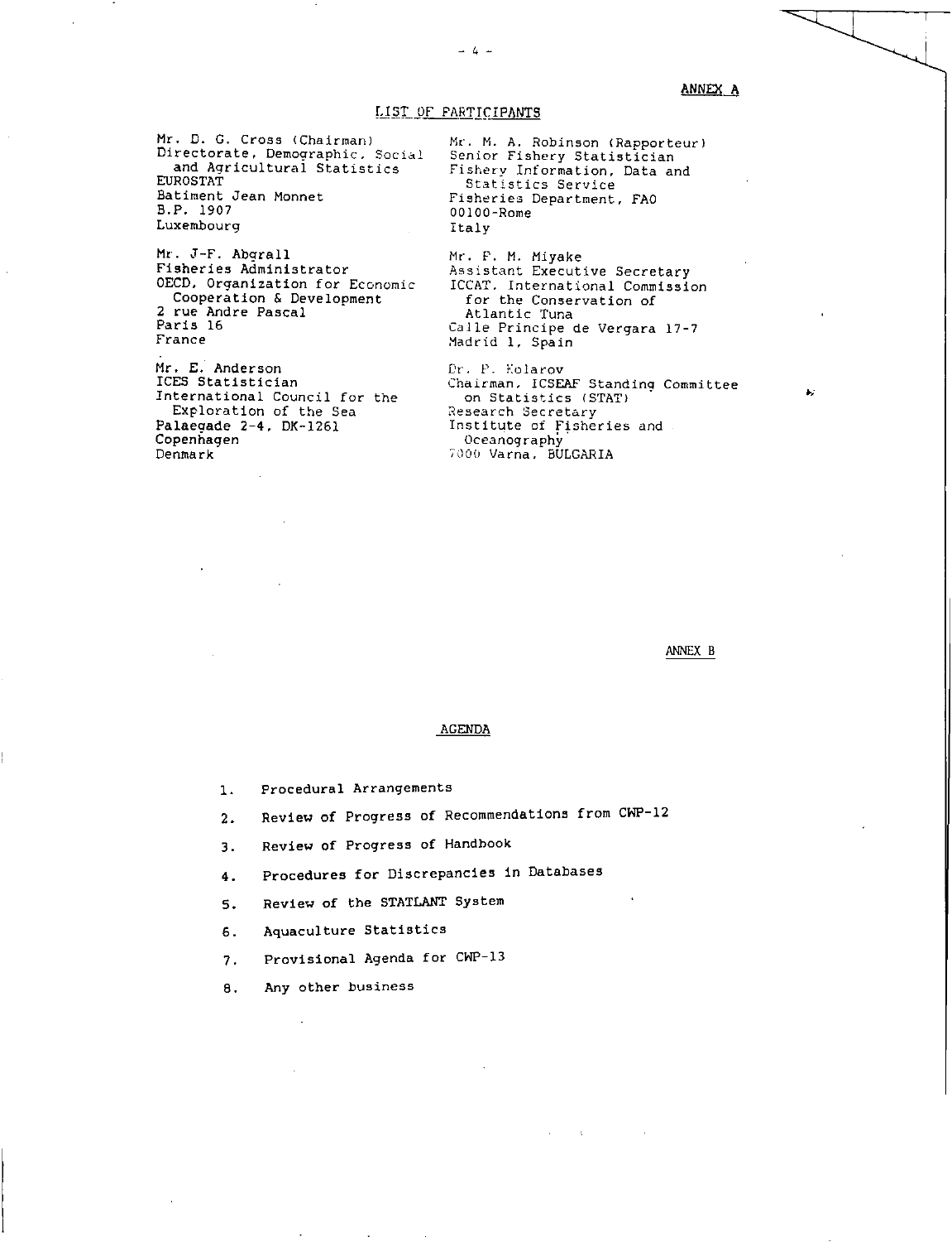ANNEX A

## LIST OF PARTICIPANTS

Mr. D. G. Cross (Chairman)
Directorate, Demographic, Social and Agricultural Statistics
EUROSTAT
Batiment Jean Monnet
B.P. 1907
Luxembourg

Mr. J-F. Abgrall
Fisheries Administrator
OECD, Organization for Economic Cooperation & Development
2 rue Andre Pascal
Paris 16
France

Mr. E. Anderson
ICES Statistician
International Council for the Exploration of the Sea
Palaegade 2-4, DK-1261
Copenhagen
Denmark

Mr. M. A. Robinson (Rapporteur)
Senior Fishery Statistician
Fishery Information, Data and Statistics Service
Fisheries Department, FAO
00100-Rome
Italy

Mr. P. M. Miyake
Assistant Executive Secretary
ICCAT, International Commission for the Conservation of Atlantic Tuna
Calle Principe de Vergara 17-7
Madrid 1, Spain

Dr. P. Kolarov
Chairman, ICSEAF Standing Committee on Statistics (STAT)
Research Secretary
Institute of Fisheries and Oceanography
7000 Varna, BULGARIA

ANNEX B

## AGENDA

1. Procedural Arrangements
2. Review of Progress of Recommendations from CWP-12
3. Review of Progress of Handbook
4. Procedures for Discrepancies in Databases
5. Review of the STATLANT System
6. Aquaculture Statistics
7. Provisional Agenda for CWP-13
8. Any other business